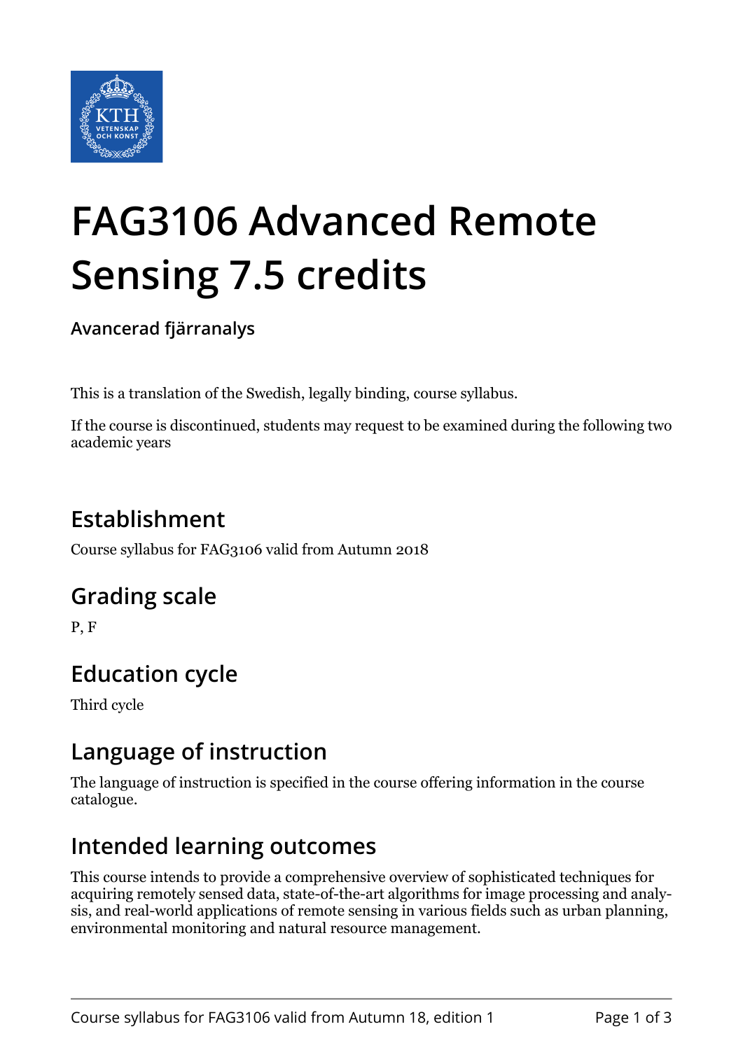# FAG3106 Advanced Remote Sensing 7.5 credits

**Avancerad fjärranalys**

This is a translation of the Swedish, legally binding, course syllabus.

If the course is discontinued, students may request to be examined during the following two academic years

## Establishment

Course syllabus for FAG3106 valid from Autumn 2018

## Grading scale

P, F

## Education cycle

Third cycle

## Language of instruction

The language of instruction is specified in the course offering information in the course catalogue.

## Intended learning outcomes

This course intends to provide a comprehensive overview of sophisticated techniques for acquiring remotely sensed data, state-of-the-art algorithms for image processing and analysis, and real-world applications of remote sensing in various fields such as urban planning, environmental monitoring and natural resource management.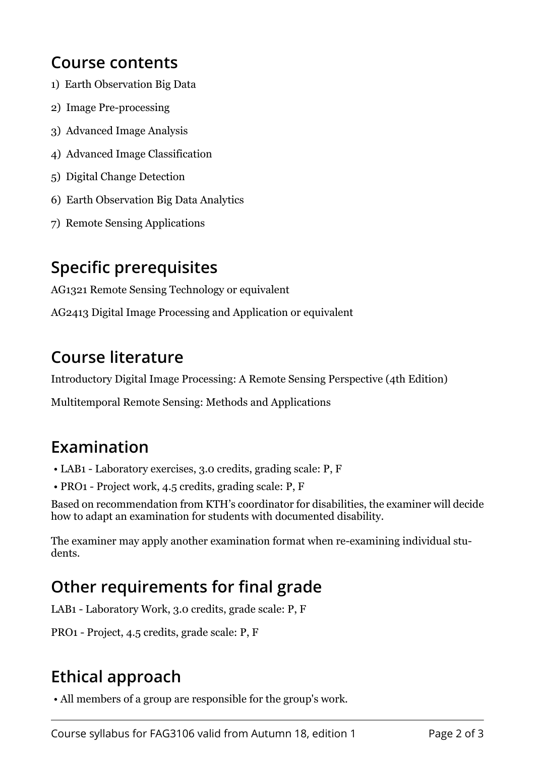## Course contents

1) Earth Observation Big Data

2) Image Pre-processing

3) Advanced Image Analysis

4) Advanced Image Classification

5) Digital Change Detection

6) Earth Observation Big Data Analytics

7) Remote Sensing Applications

## Specific prerequisites

AG1321 Remote Sensing Technology or equivalent

AG2413 Digital Image Processing and Application or equivalent

## Course literature

Introductory Digital Image Processing: A Remote Sensing Perspective (4th Edition)

Multitemporal Remote Sensing: Methods and Applications

## Examination

- LAB1 - Laboratory exercises, 3.0 credits, grading scale: P, F
- PRO1 - Project work, 4.5 credits, grading scale: P, F

Based on recommendation from KTH's coordinator for disabilities, the examiner will decide how to adapt an examination for students with documented disability.

The examiner may apply another examination format when re-examining individual students.

## Other requirements for final grade

LAB1 - Laboratory Work, 3.0 credits, grade scale: P, F

PRO1 - Project, 4.5 credits, grade scale: P, F

## Ethical approach

- All members of a group are responsible for the group's work.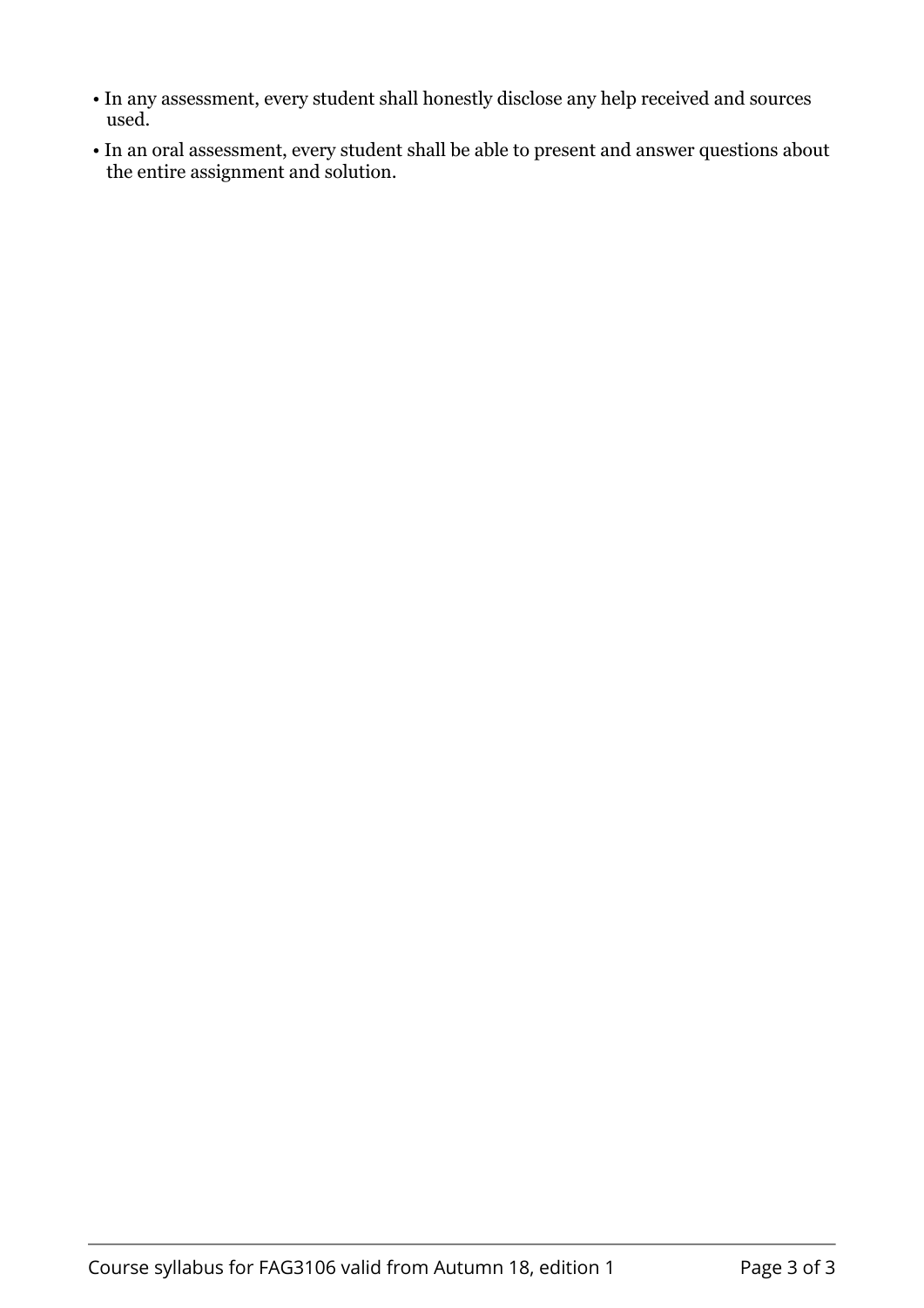- In any assessment, every student shall honestly disclose any help received and sources used.
- In an oral assessment, every student shall be able to present and answer questions about the entire assignment and solution.